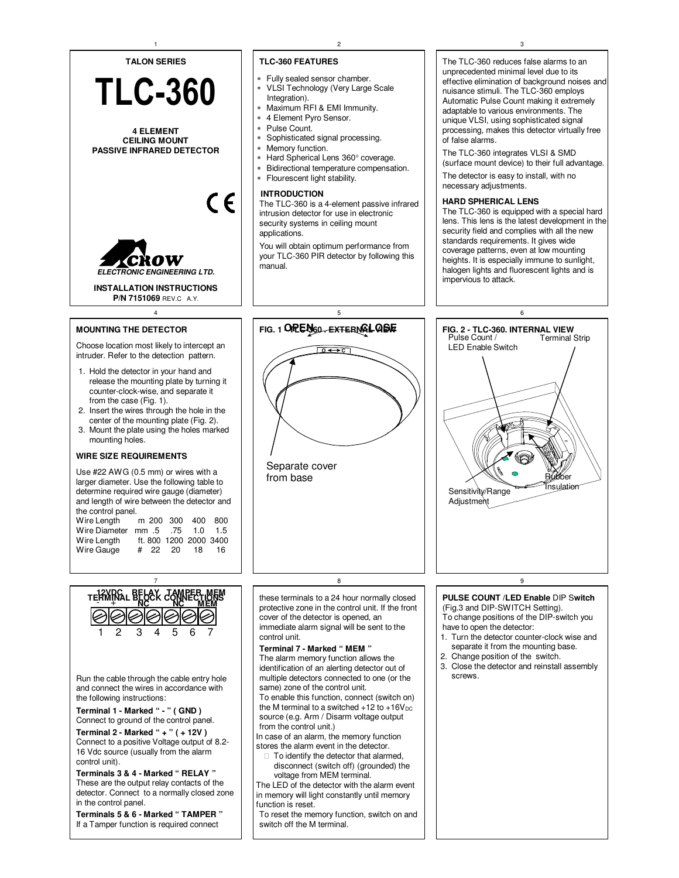# TALON SERIES

# TLC-360

**4 ELEMENT CEILING MOUNT PASSIVE INFRARED DETECTOR**

CE

CROW
*ELECTRONIC ENGINEERING LTD.*

**INSTALLATION INSTRUCTIONS**
**P/N 7151069** REV.C A.Y.

## TLC-360 FEATURES

* Fully sealed sensor chamber.
* VLSI Technology (Very Large Scale Integration).
* Maximum RFI & EMI Immunity.
* 4 Element Pyro Sensor.
* Pulse Count.
* Sophisticated signal processing.
* Memory function.
* Hard Spherical Lens 360° coverage.
* Bidirectional temperature compensation.
* Flourescent light stability.

## INTRODUCTION

The TLC-360 is a 4-element passive infrared intrusion detector for use in electronic security systems in ceiling mount applications.

You will obtain optimum performance from your TLC-360 PIR detector by following this manual.

The TLC-360 reduces false alarms to an unprecedented minimal level due to its effective elimination of background noises and nuisance stimuli. The TLC-360 employs Automatic Pulse Count making it extremely adaptable to various environments. The unique VLSI, using sophisticated signal processing, makes this detector virtually free of false alarms.

The TLC-360 integrates VLSI & SMD (surface mount device) to their full advantage.

The detector is easy to install, with no necessary adjustments.

## HARD SPHERICAL LENS

The TLC-360 is equipped with a special hard lens. This lens is the latest development in the security field and complies with all the new standards requirements. It gives wide coverage patterns, even at low mounting heights. It is especially immune to sunlight, halogen lights and fluorescent lights and is impervious to attack.

## MOUNTING THE DETECTOR

Choose location most likely to intercept an intruder. Refer to the detection pattern.

1. Hold the detector in your hand and release the mounting plate by turning it counter-clock-wise, and separate it from the case (Fig. 1).
2. Insert the wires through the hole in the center of the mounting plate (Fig. 2).
3. Mount the plate using the holes marked mounting holes.

## WIRE SIZE REQUIREMENTS

Use #22 AWG (0.5 mm) or wires with a larger diameter. Use the following table to determine required wire gauge (diameter) and length of wire between the detector and the control panel.

| | | | | | |
|---|---|---|---|---|---|
| Wire Length | m | 200 | 300 | 400 | 800 |
| Wire Diameter | mm | .5 | .75 | 1.0 | 1.5 |
| Wire Length | ft. | 800 | 1200 | 2000 | 3400 |
| Wire Gauge | # | 22 | 20 | 18 | 16 |

**FIG. 1 TLC-360 . EXTERNAL VIEW**

OPEN — CLOSE

O ←→ C

Separate cover from base

**FIG. 2 - TLC-360. INTERNAL VIEW**

Pulse Count / LED Enable Switch

Terminal Strip

Rubber Insulation

Sensitivity/Range Adjustment

**TERMINAL BLOCK CONNECTIONS**

| 12VDC - | 12VDC + | RELAY | RELAY NC | TAMPER | TAMPER NC | MEM |
|---|---|---|---|---|---|---|
| 1 | 2 | 3 | 4 | 5 | 6 | 7 |

Run the cable through the cable entry hole and connect the wires in accordance with the following instructions:

**Terminal 1 - Marked " - " ( GND )**
Connect to ground of the control panel.

**Terminal 2 - Marked " + " ( + 12V )**
Connect to a positive Voltage output of 8.2-16 Vdc source (usually from the alarm control unit).

**Terminals 3 & 4 - Marked " RELAY "**
These are the output relay contacts of the detector. Connect to a normally closed zone in the control panel.

**Terminals 5 & 6 - Marked " TAMPER "**
If a Tamper function is required connect these terminals to a 24 hour normally closed protective zone in the control unit. If the front cover of the detector is opened, an immediate alarm signal will be sent to the control unit.

**Terminal 7 - Marked " MEM "**
The alarm memory function allows the identification of an alerting detector out of multiple detectors connected to one (or the same) zone of the control unit.
To enable this function, connect (switch on) the M terminal to a switched +12 to +16V$_{DC}$ source (e.g. Arm / Disarm voltage output from the control unit.)
In case of an alarm, the memory function stores the alarm event in the detector.

- To identify the detector that alarmed, disconnect (switch off) (grounded) the voltage from MEM terminal.

The LED of the detector with the alarm event in memory will light constantly until memory function is reset.
To reset the memory function, switch on and switch off the M terminal.

**PULSE COUNT /LED Enable** DIP S**witch**
(Fig.3 and DIP-SWITCH Setting).
To change positions of the DIP-switch you have to open the detector:

1. Turn the detector counter-clock wise and separate it from the mounting base.
2. Change position of the switch.
3. Close the detector and reinstall assembly screws.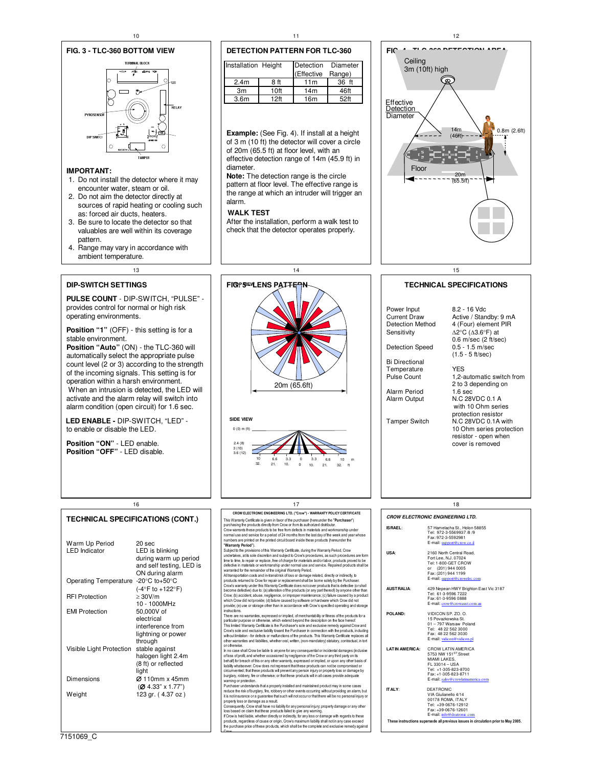## FIG. 3 - TLC-360 BOTTOM VIEW

TERMINAL BLOCK

LED

RELAY

PYROSENSOR

DIP SWITCH

TAMPER

### IMPORTANT:

1. Do not install the detector where it may encounter water, steam or oil.
2. Do not aim the detector directly at sources of rapid heating or cooling such as: forced air ducts, heaters.
3. Be sure to locate the detector so that valuables are well within its coverage pattern.
4. Range may vary in accordance with ambient temperature.

## DETECTION PATTERN FOR TLC-360

| Installation Height | | Detection Diameter (Effective Range) | |
|---|---|---|---|
| 2.4m | 8 ft | 11m | 36 ft |
| 3m | 10ft | 14m | 46ft |
| 3.6m | 12ft | 16m | 52ft |

**Example:** (See Fig. 4). If install at a height of 3 m (10 ft) the detector will cover a circle of 20m (65.5 ft) at floor level, with an effective detection range of 14m (45.9 ft) in diameter.

**Note:** The detection range is the circle pattern at floor level. The effective range is the range at which an intruder will trigger an alarm.

### WALK TEST

After the installation, perform a walk test to check that the detector operates properly.

## FIG. 4 - TLC-360 DETECTION AREA

Ceiling
3m (10ft) high

Effective Detection Diameter

14m
(46ft)

0.8m (2.6ft)

Floor

20m
(65.5ft)

## DIP-SWITCH SETTINGS

**PULSE COUNT** - DIP-SWITCH, "PULSE" - provides control for normal or high risk operating environments.

**Position "1"** (OFF) - this setting is for a stable environment.
**Position "Auto"** (ON) - the TLC-360 will automatically select the appropriate pulse count level (2 or 3) according to the strength of the incoming signals. This setting is for operation within a harsh environment.
When an intrusion is detected, the LED will activate and the alarm relay will switch into alarm condition (open circuit) for 1.6 sec.

**LED ENABLE** - DIP-SWITCH, "LED" - to enable or disable the LED.

**Position "ON"** - LED enable.
**Position "OFF"** - LED disable.

## FIG. 5 - LENS PATTERN

TOP VIEW

20m (65.6ft)

SIDE VIEW

0 (0) m (ft)

2.4 (8)
3 (10)
3.6 (12)

10 6.6 3.3 0 3.3 6.6 10 m
32. 21. 10. 0 10. 21. 32. ft

## TECHNICAL SPECIFICATIONS

| | |
|---|---|
| Power Input | 8.2 - 16 Vdc |
| Current Draw | Active / Standby: 9 mA |
| Detection Method | 4 (Four) element PIR |
| Sensitivity | Δ2°C (Δ3.6°F) at 0.6 m/sec (2 ft/sec) |
| Detection Speed | 0.5 - 1.5 m/sec (1.5 - 5 ft/sec) |
| Bi Directional Temperature | YES |
| Pulse Count | 1,2-automatic switch from 2 to 3 depending on |
| Alarm Period | 1.6 sec |
| Alarm Output | N.C 28VDC 0.1 A with 10 Ohm series protection resistor |
| Tamper Switch | N.C 28VDC 0.1A with 10 Ohm series protection resistor - open when cover is removed |

## TECHNICAL SPECIFICATIONS (CONT.)

| | |
|---|---|
| Warm Up Period | 20 sec |
| LED Indicator | LED is blinking during warm up period and self testing, LED is ON during alarm |
| Operating Temperature | -20°C to+50°C (-4°F to +122°F) |
| RFI Protection | ≥ 30V/m 10 - 1000MHz |
| EMI Protection | 50,000V of electrical interference from lightning or power through |
| Visible Light Protection | stable against halogen light 2.4m (8 ft) or reflected light |
| Dimensions | Ø 110mm x 45mm (Ø 4.33" x 1.77") |
| Weight | 123 gr. ( 4.37 oz ) |

7151069_C

### CROW ELECTRONIC ENGINEERING LTD. ("Crow") - WARRANTY POLICY CERTIFICATE

This Warranty Certificate is given in favor of the purchaser (hereunder the "**Purchaser**") purchasing the products directly from Crow or from its authorized distributor.
Crow warrants these products to be free from defects in materials and workmanship under normal use and service for a period of 24 months from the last day of the week and year whose numbers are printed on the printed circuit board inside these products (hereunder the "**Warranty Period**").
Subject to the provisions of this Warranty Certificate, during the Warranty Period, Crow undertakes, at its sole discretion and subject to Crow's procedures, as such procedures are form time to time, to repair or replace, free of charge for materials and/or labor, products proved to be defective in materials or workmanship under normal use and service. Repaired products shall be warranted for the remainder of the original Warranty Period.
All transportation costs and in-transit risk of loss or damage related, directly or indirectly, to products returned to Crow for repair or replacement shall be borne solely by the Purchaser.
Crow's warranty under this Warranty Certificate does not cover products that is defective (or shall become defective) due to: (a) alteration of the products (or any part thereof) by anyone other than Crow; (b) accident, abuse, negligence, or improper maintenance; (c) failure caused by a product which Crow did not provide; (d) failure caused by software or hardware which Crow did not provide; (e) use or storage other than in accordance with Crow's specified operating and storage instructions.
There are no warranties, expressed or implied, of merchantability or fitness of the products for a particular purpose or otherwise, which extend beyond the description on the face hereof.
This limited Warranty Certificate is the Purchaser's sole and exclusive remedy against Crow and Crow's sole and exclusive liability toward the Purchaser in connection with the products, including without limitation - for defects or malfunctions of the products. This Warranty Certificate replaces all other warranties and liabilities, whether oral, written, (non-mandatory) statutory, contractual, in tort or otherwise.
In no case shall Crow be liable to anyone for any consequential or incidental damages (inclusive of loss of profit, and whether occasioned by negligence of the Crow or any third party on its behalf) for breach of this or any other warranty, expressed or implied, or upon any other basis of liability whatsoever. Crow does not represent that these products can not be compromised or circumvented; that these products will prevent any person injury or property loss or damage by burglary, robbery, fire or otherwise; or that these products will in all cases provide adequate warning or protection.
Purchaser understands that a properly installed and maintained product may in some cases reduce the risk of burglary, fire, robbery or other events occurring without providing an alarm, but it is not insurance or a guarantee that such will not occur or that there will be no personal injury or property loss or damage as a result.
Consequently, Crow shall have no liability for any personal injury; property damage or any other loss based on claim that these products failed to give any warning.
If Crow is held liable, whether directly or indirectly, for any loss or damage with regards to these products, regardless of cause or origin, Crow's maximum liability shall not in any case exceed the purchase price of these products, which shall be the complete and exclusive remedy against Crow.

### CROW ELECTRONIC ENGINEERING LTD.

| | |
|---|---|
| **ISRAEL:** | 57 Hamelacha St., Holon 58855<br>Tel: 972-3-5569937 /8 /9<br>Fax: 972-3-5592981<br>E-mail: support@crow.co.il |
| **USA:** | 2160 North Central Road,<br>Fort Lee, N.J. 07024<br>Tel: 1-800-GET CROW<br>or (201) 944 0005<br>Fax: (201) 944 1199<br>E-mail: support@crowelec.com |
| **AUSTRALIA:** | 429 Nepean HWY Brighton East Vic 3187<br>Tel: 61-3-9596 7222<br>Fax: 61-3-9596 0888<br>E-mail: crow@crowaust.com.au |
| **POLAND:** | VIDICON SP. ZO. O.<br>15 Povazkowska St.<br>01 – 797 Warsaw Poland<br>Tel: 48 22 562 3000<br>Fax: 48 22 562 3030<br>E-mail: vidicon@vidicon.pl |
| **LATIN AMERICA:** | CROW LATIN AMERICA<br>5753 NW 151ST Street<br>MIAMI LAKES,<br>FL 33014 – USA<br>Tel: +1-305-823-8700<br>Fax: +1-305-823-8711<br>E-mail: sales@crowlatinamerica.com |
| **ITALY:** | DEATRONIC<br>VIA Giulianello 4/14<br>00178 ROMA, ITALY<br>Tel: +39-0676-12912<br>Fax: +39-0676-12601<br>E-mail: info@deatronic.com |

**These instructions supersede all previous issues in circulation prior to May 2005.**